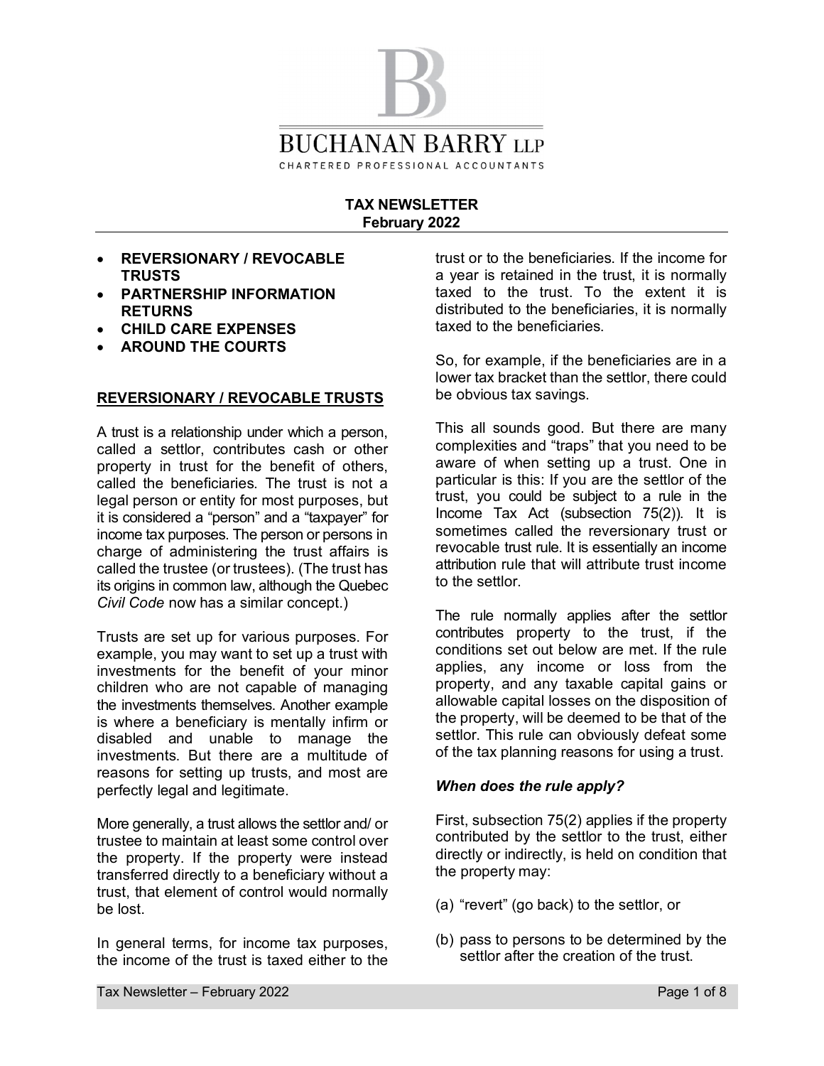# BUCHANAN BARRY LLP

CHARTERED PROFESSIONAL ACCOUNTANTS

**TAX NEWSLETTER**
**February 2022**

- **REVERSIONARY / REVOCABLE TRUSTS**
- **PARTNERSHIP INFORMATION RETURNS**
- **CHILD CARE EXPENSES**
- **AROUND THE COURTS**

## REVERSIONARY / REVOCABLE TRUSTS

A trust is a relationship under which a person, called a settlor, contributes cash or other property in trust for the benefit of others, called the beneficiaries. The trust is not a legal person or entity for most purposes, but it is considered a "person" and a "taxpayer" for income tax purposes. The person or persons in charge of administering the trust affairs is called the trustee (or trustees). (The trust has its origins in common law, although the Quebec *Civil Code* now has a similar concept.)

Trusts are set up for various purposes. For example, you may want to set up a trust with investments for the benefit of your minor children who are not capable of managing the investments themselves. Another example is where a beneficiary is mentally infirm or disabled and unable to manage the investments. But there are a multitude of reasons for setting up trusts, and most are perfectly legal and legitimate.

More generally, a trust allows the settlor and/ or trustee to maintain at least some control over the property. If the property were instead transferred directly to a beneficiary without a trust, that element of control would normally be lost.

In general terms, for income tax purposes, the income of the trust is taxed either to the trust or to the beneficiaries. If the income for a year is retained in the trust, it is normally taxed to the trust. To the extent it is distributed to the beneficiaries, it is normally taxed to the beneficiaries.

So, for example, if the beneficiaries are in a lower tax bracket than the settlor, there could be obvious tax savings.

This all sounds good. But there are many complexities and "traps" that you need to be aware of when setting up a trust. One in particular is this: If you are the settlor of the trust, you could be subject to a rule in the Income Tax Act (subsection 75(2)). It is sometimes called the reversionary trust or revocable trust rule. It is essentially an income attribution rule that will attribute trust income to the settlor.

The rule normally applies after the settlor contributes property to the trust, if the conditions set out below are met. If the rule applies, any income or loss from the property, and any taxable capital gains or allowable capital losses on the disposition of the property, will be deemed to be that of the settlor. This rule can obviously defeat some of the tax planning reasons for using a trust.

### *When does the rule apply?*

First, subsection 75(2) applies if the property contributed by the settlor to the trust, either directly or indirectly, is held on condition that the property may:

(a) "revert" (go back) to the settlor, or

(b) pass to persons to be determined by the settlor after the creation of the trust.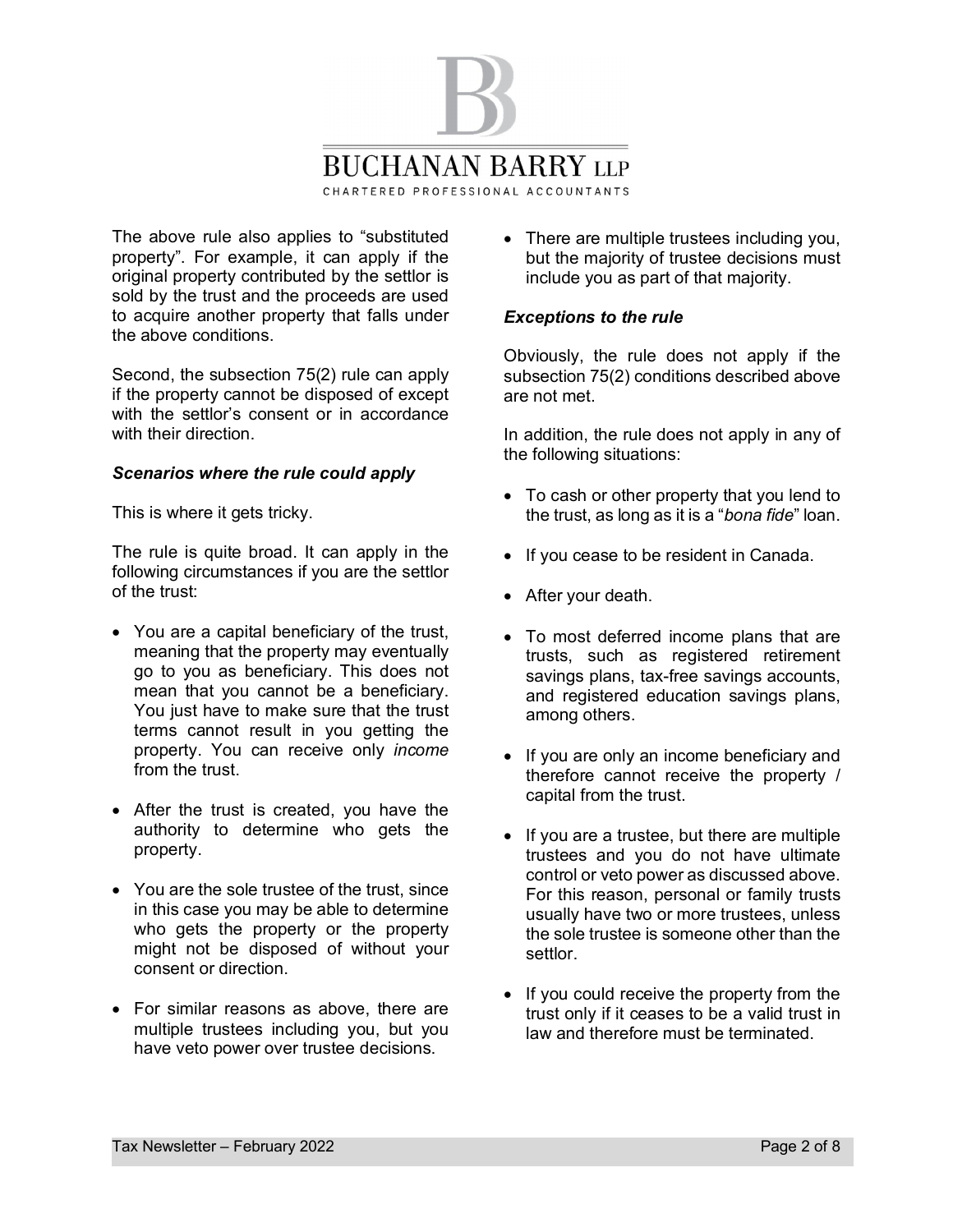The above rule also applies to "substituted property". For example, it can apply if the original property contributed by the settlor is sold by the trust and the proceeds are used to acquire another property that falls under the above conditions.

Second, the subsection 75(2) rule can apply if the property cannot be disposed of except with the settlor's consent or in accordance with their direction.

### *Scenarios where the rule could apply*

This is where it gets tricky.

The rule is quite broad. It can apply in the following circumstances if you are the settlor of the trust:

- You are a capital beneficiary of the trust, meaning that the property may eventually go to you as beneficiary. This does not mean that you cannot be a beneficiary. You just have to make sure that the trust terms cannot result in you getting the property. You can receive only *income* from the trust.
- After the trust is created, you have the authority to determine who gets the property.
- You are the sole trustee of the trust, since in this case you may be able to determine who gets the property or the property might not be disposed of without your consent or direction.
- For similar reasons as above, there are multiple trustees including you, but you have veto power over trustee decisions.
- There are multiple trustees including you, but the majority of trustee decisions must include you as part of that majority.

### *Exceptions to the rule*

Obviously, the rule does not apply if the subsection 75(2) conditions described above are not met.

In addition, the rule does not apply in any of the following situations:

- To cash or other property that you lend to the trust, as long as it is a "*bona fide*" loan.
- If you cease to be resident in Canada.
- After your death.
- To most deferred income plans that are trusts, such as registered retirement savings plans, tax-free savings accounts, and registered education savings plans, among others.
- If you are only an income beneficiary and therefore cannot receive the property / capital from the trust.
- If you are a trustee, but there are multiple trustees and you do not have ultimate control or veto power as discussed above. For this reason, personal or family trusts usually have two or more trustees, unless the sole trustee is someone other than the settlor.
- If you could receive the property from the trust only if it ceases to be a valid trust in law and therefore must be terminated.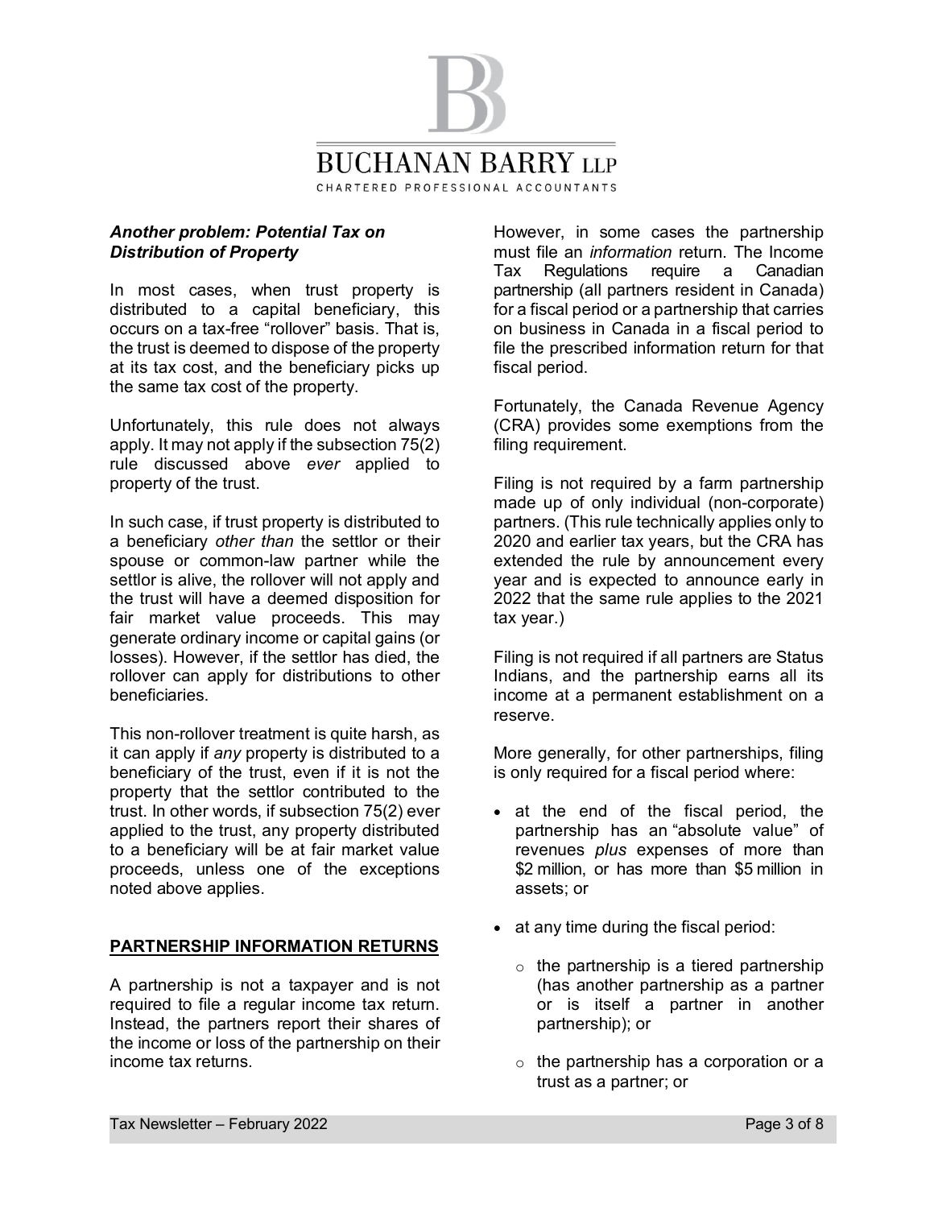### *Another problem: Potential Tax on Distribution of Property*

In most cases, when trust property is distributed to a capital beneficiary, this occurs on a tax-free "rollover" basis. That is, the trust is deemed to dispose of the property at its tax cost, and the beneficiary picks up the same tax cost of the property.

Unfortunately, this rule does not always apply. It may not apply if the subsection 75(2) rule discussed above *ever* applied to property of the trust.

In such case, if trust property is distributed to a beneficiary *other than* the settlor or their spouse or common-law partner while the settlor is alive, the rollover will not apply and the trust will have a deemed disposition for fair market value proceeds. This may generate ordinary income or capital gains (or losses). However, if the settlor has died, the rollover can apply for distributions to other beneficiaries.

This non-rollover treatment is quite harsh, as it can apply if *any* property is distributed to a beneficiary of the trust, even if it is not the property that the settlor contributed to the trust. In other words, if subsection 75(2) ever applied to the trust, any property distributed to a beneficiary will be at fair market value proceeds, unless one of the exceptions noted above applies.

## PARTNERSHIP INFORMATION RETURNS

A partnership is not a taxpayer and is not required to file a regular income tax return. Instead, the partners report their shares of the income or loss of the partnership on their income tax returns.

However, in some cases the partnership must file an *information* return. The Income Tax Regulations require a Canadian partnership (all partners resident in Canada) for a fiscal period or a partnership that carries on business in Canada in a fiscal period to file the prescribed information return for that fiscal period.

Fortunately, the Canada Revenue Agency (CRA) provides some exemptions from the filing requirement.

Filing is not required by a farm partnership made up of only individual (non-corporate) partners. (This rule technically applies only to 2020 and earlier tax years, but the CRA has extended the rule by announcement every year and is expected to announce early in 2022 that the same rule applies to the 2021 tax year.)

Filing is not required if all partners are Status Indians, and the partnership earns all its income at a permanent establishment on a reserve.

More generally, for other partnerships, filing is only required for a fiscal period where:

- at the end of the fiscal period, the partnership has an "absolute value" of revenues *plus* expenses of more than $2 million, or has more than $5 million in assets; or
- at any time during the fiscal period:
  - the partnership is a tiered partnership (has another partnership as a partner or is itself a partner in another partnership); or
  - the partnership has a corporation or a trust as a partner; or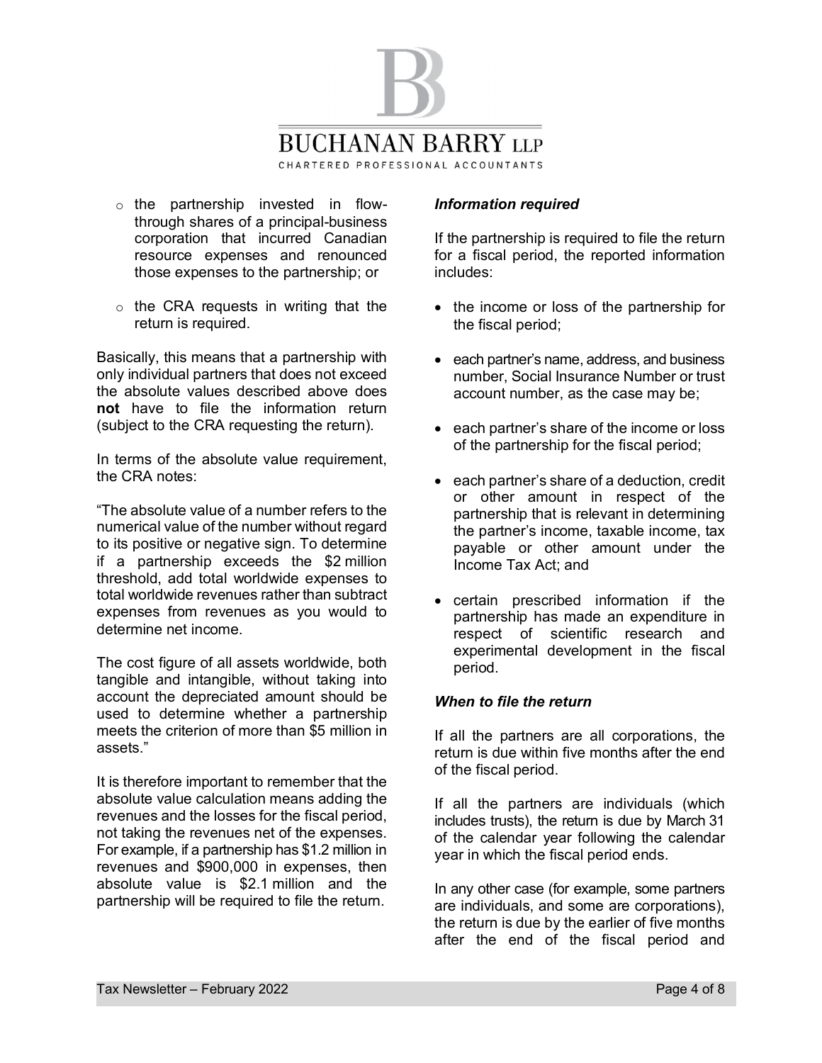- the partnership invested in flow-through shares of a principal-business corporation that incurred Canadian resource expenses and renounced those expenses to the partnership; or

- the CRA requests in writing that the return is required.

Basically, this means that a partnership with only individual partners that does not exceed the absolute values described above does **not** have to file the information return (subject to the CRA requesting the return).

In terms of the absolute value requirement, the CRA notes:

"The absolute value of a number refers to the numerical value of the number without regard to its positive or negative sign. To determine if a partnership exceeds the $2 million threshold, add total worldwide expenses to total worldwide revenues rather than subtract expenses from revenues as you would to determine net income.

The cost figure of all assets worldwide, both tangible and intangible, without taking into account the depreciated amount should be used to determine whether a partnership meets the criterion of more than $5 million in assets."

It is therefore important to remember that the absolute value calculation means adding the revenues and the losses for the fiscal period, not taking the revenues net of the expenses. For example, if a partnership has $1.2 million in revenues and $900,000 in expenses, then absolute value is $2.1 million and the partnership will be required to file the return.

### *Information required*

If the partnership is required to file the return for a fiscal period, the reported information includes:

- the income or loss of the partnership for the fiscal period;

- each partner's name, address, and business number, Social Insurance Number or trust account number, as the case may be;

- each partner's share of the income or loss of the partnership for the fiscal period;

- each partner's share of a deduction, credit or other amount in respect of the partnership that is relevant in determining the partner's income, taxable income, tax payable or other amount under the Income Tax Act; and

- certain prescribed information if the partnership has made an expenditure in respect of scientific research and experimental development in the fiscal period.

### *When to file the return*

If all the partners are all corporations, the return is due within five months after the end of the fiscal period.

If all the partners are individuals (which includes trusts), the return is due by March 31 of the calendar year following the calendar year in which the fiscal period ends.

In any other case (for example, some partners are individuals, and some are corporations), the return is due by the earlier of five months after the end of the fiscal period and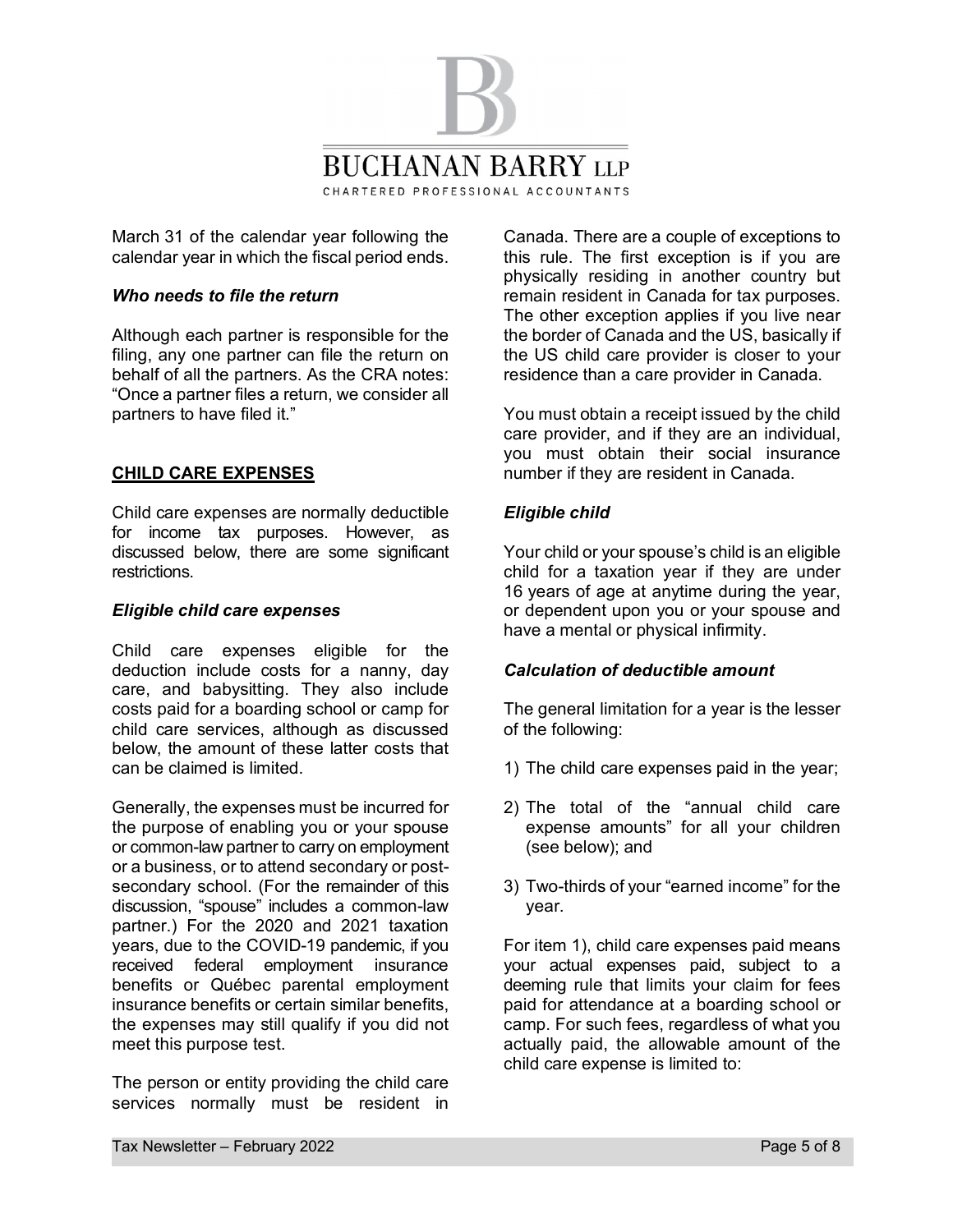March 31 of the calendar year following the calendar year in which the fiscal period ends.

***Who needs to file the return***

Although each partner is responsible for the filing, any one partner can file the return on behalf of all the partners. As the CRA notes: "Once a partner files a return, we consider all partners to have filed it."

## CHILD CARE EXPENSES

Child care expenses are normally deductible for income tax purposes. However, as discussed below, there are some significant restrictions.

***Eligible child care expenses***

Child care expenses eligible for the deduction include costs for a nanny, day care, and babysitting. They also include costs paid for a boarding school or camp for child care services, although as discussed below, the amount of these latter costs that can be claimed is limited.

Generally, the expenses must be incurred for the purpose of enabling you or your spouse or common-law partner to carry on employment or a business, or to attend secondary or post-secondary school. (For the remainder of this discussion, "spouse" includes a common-law partner.) For the 2020 and 2021 taxation years, due to the COVID-19 pandemic, if you received federal employment insurance benefits or Québec parental employment insurance benefits or certain similar benefits, the expenses may still qualify if you did not meet this purpose test.

The person or entity providing the child care services normally must be resident in Canada. There are a couple of exceptions to this rule. The first exception is if you are physically residing in another country but remain resident in Canada for tax purposes. The other exception applies if you live near the border of Canada and the US, basically if the US child care provider is closer to your residence than a care provider in Canada.

You must obtain a receipt issued by the child care provider, and if they are an individual, you must obtain their social insurance number if they are resident in Canada.

***Eligible child***

Your child or your spouse's child is an eligible child for a taxation year if they are under 16 years of age at anytime during the year, or dependent upon you or your spouse and have a mental or physical infirmity.

***Calculation of deductible amount***

The general limitation for a year is the lesser of the following:

1) The child care expenses paid in the year;
2) The total of the "annual child care expense amounts" for all your children (see below); and
3) Two-thirds of your "earned income" for the year.

For item 1), child care expenses paid means your actual expenses paid, subject to a deeming rule that limits your claim for fees paid for attendance at a boarding school or camp. For such fees, regardless of what you actually paid, the allowable amount of the child care expense is limited to: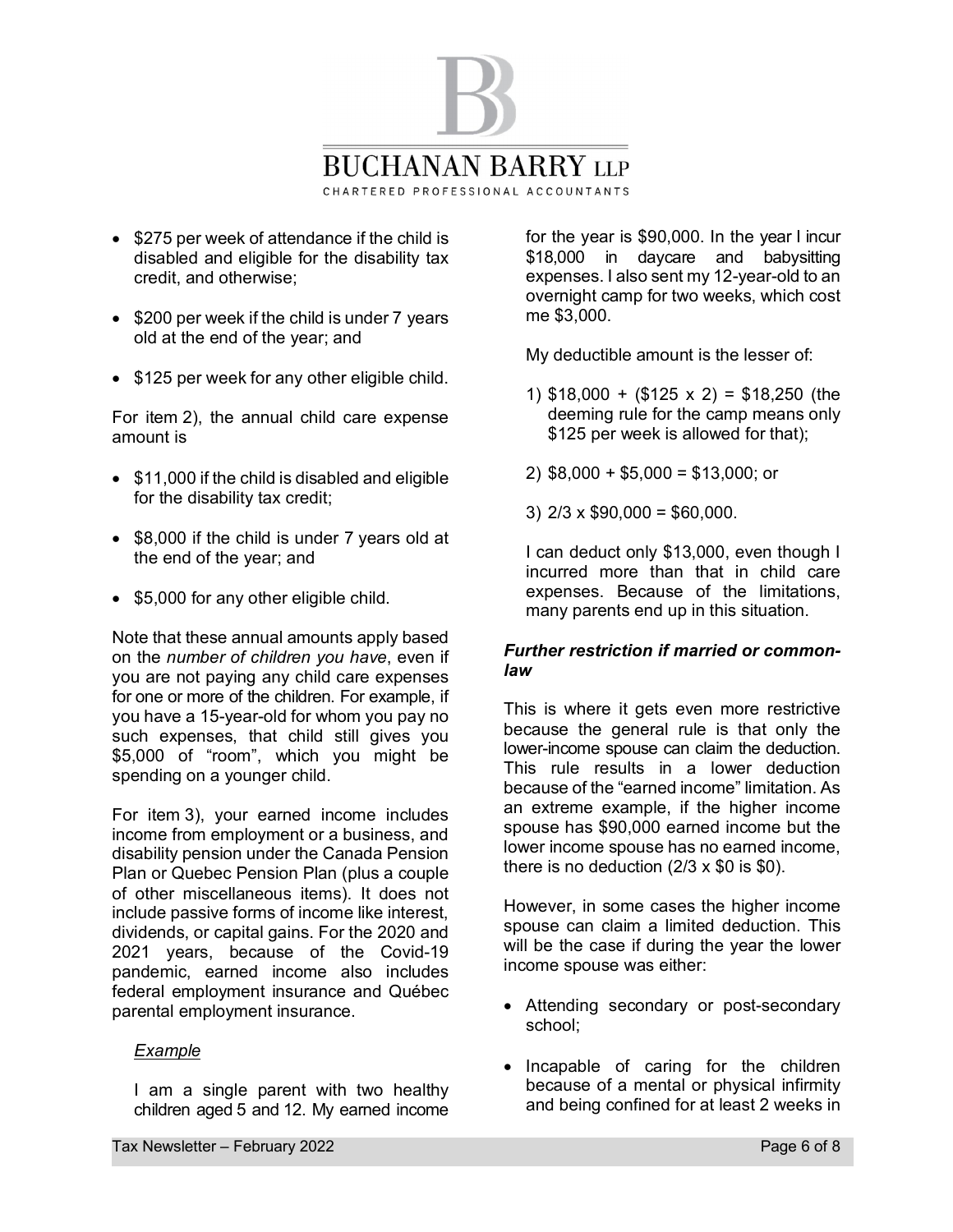- \$275 per week of attendance if the child is disabled and eligible for the disability tax credit, and otherwise;
- \$200 per week if the child is under 7 years old at the end of the year; and
- \$125 per week for any other eligible child.

For item 2), the annual child care expense amount is

- \$11,000 if the child is disabled and eligible for the disability tax credit;
- \$8,000 if the child is under 7 years old at the end of the year; and
- \$5,000 for any other eligible child.

Note that these annual amounts apply based on the *number of children you have*, even if you are not paying any child care expenses for one or more of the children. For example, if you have a 15-year-old for whom you pay no such expenses, that child still gives you \$5,000 of "room", which you might be spending on a younger child.

For item 3), your earned income includes income from employment or a business, and disability pension under the Canada Pension Plan or Quebec Pension Plan (plus a couple of other miscellaneous items). It does not include passive forms of income like interest, dividends, or capital gains. For the 2020 and 2021 years, because of the Covid-19 pandemic, earned income also includes federal employment insurance and Québec parental employment insurance.

<u>*Example*</u>

I am a single parent with two healthy children aged 5 and 12. My earned income for the year is \$90,000. In the year I incur \$18,000 in daycare and babysitting expenses. I also sent my 12-year-old to an overnight camp for two weeks, which cost me \$3,000.

My deductible amount is the lesser of:

1) \$18,000 + (\$125 x 2) = \$18,250 (the deeming rule for the camp means only \$125 per week is allowed for that);
2) \$8,000 + \$5,000 = \$13,000; or
3) 2/3 x \$90,000 = \$60,000.

I can deduct only \$13,000, even though I incurred more than that in child care expenses. Because of the limitations, many parents end up in this situation.

***Further restriction if married or common-law***

This is where it gets even more restrictive because the general rule is that only the lower-income spouse can claim the deduction. This rule results in a lower deduction because of the "earned income" limitation. As an extreme example, if the higher income spouse has \$90,000 earned income but the lower income spouse has no earned income, there is no deduction (2/3 x \$0 is \$0).

However, in some cases the higher income spouse can claim a limited deduction. This will be the case if during the year the lower income spouse was either:

- Attending secondary or post-secondary school;
- Incapable of caring for the children because of a mental or physical infirmity and being confined for at least 2 weeks in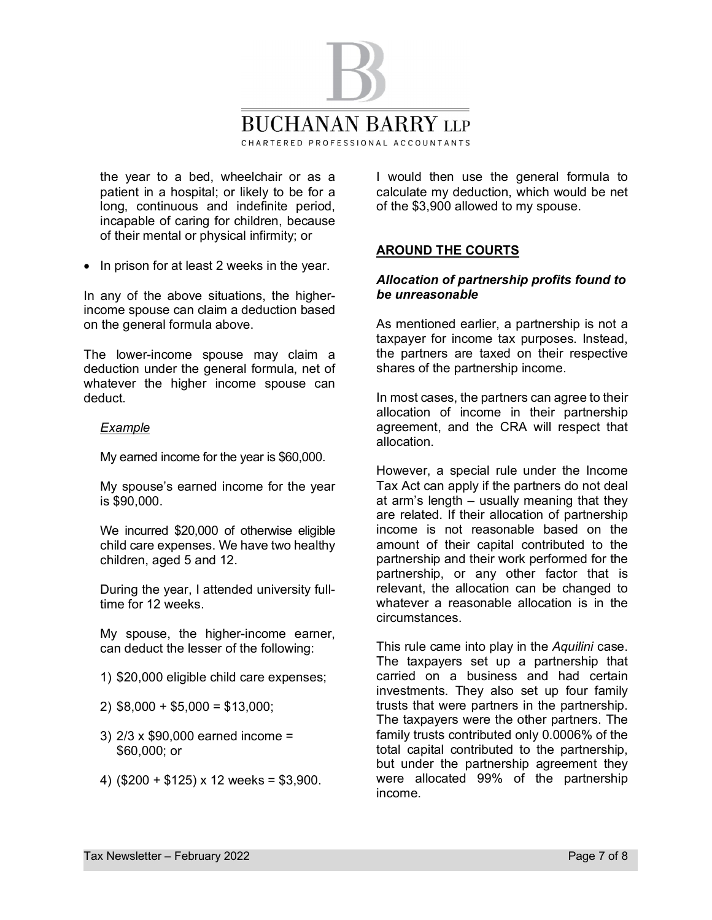the year to a bed, wheelchair or as a patient in a hospital; or likely to be for a long, continuous and indefinite period, incapable of caring for children, because of their mental or physical infirmity; or

- In prison for at least 2 weeks in the year.

In any of the above situations, the higher-income spouse can claim a deduction based on the general formula above.

The lower-income spouse may claim a deduction under the general formula, net of whatever the higher income spouse can deduct.

*Example*

My earned income for the year is $60,000.

My spouse's earned income for the year is $90,000.

We incurred $20,000 of otherwise eligible child care expenses. We have two healthy children, aged 5 and 12.

During the year, I attended university full-time for 12 weeks.

My spouse, the higher-income earner, can deduct the lesser of the following:

1) $20,000 eligible child care expenses;
2) $8,000 + $5,000 = $13,000;
3) 2/3 x $90,000 earned income = $60,000; or
4) ($200 + $125) x 12 weeks = $3,900.

I would then use the general formula to calculate my deduction, which would be net of the $3,900 allowed to my spouse.

## AROUND THE COURTS

### *Allocation of partnership profits found to be unreasonable*

As mentioned earlier, a partnership is not a taxpayer for income tax purposes. Instead, the partners are taxed on their respective shares of the partnership income.

In most cases, the partners can agree to their allocation of income in their partnership agreement, and the CRA will respect that allocation.

However, a special rule under the Income Tax Act can apply if the partners do not deal at arm's length – usually meaning that they are related. If their allocation of partnership income is not reasonable based on the amount of their capital contributed to the partnership and their work performed for the partnership, or any other factor that is relevant, the allocation can be changed to whatever a reasonable allocation is in the circumstances.

This rule came into play in the *Aquilini* case. The taxpayers set up a partnership that carried on a business and had certain investments. They also set up four family trusts that were partners in the partnership. The taxpayers were the other partners. The family trusts contributed only 0.0006% of the total capital contributed to the partnership, but under the partnership agreement they were allocated 99% of the partnership income.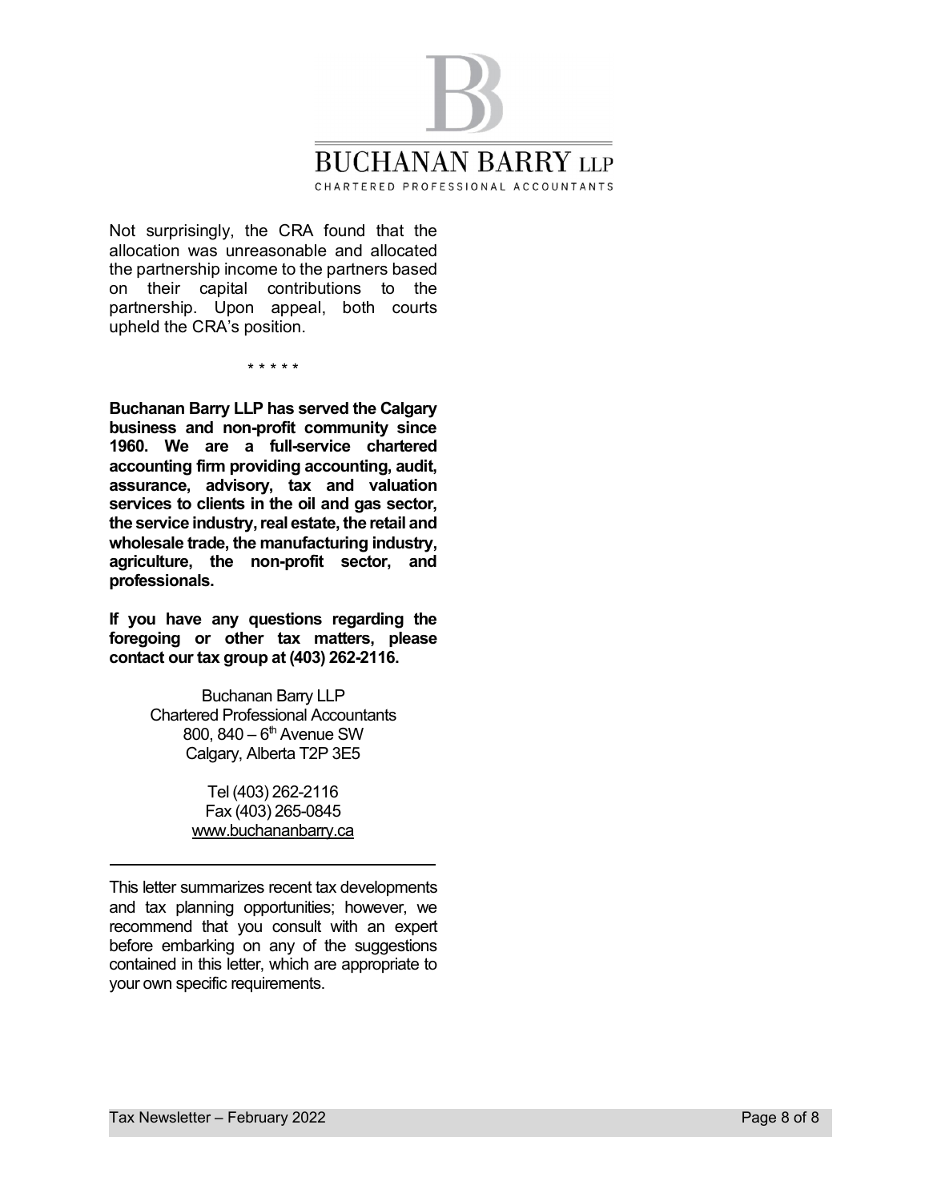Not surprisingly, the CRA found that the allocation was unreasonable and allocated the partnership income to the partners based on their capital contributions to the partnership. Upon appeal, both courts upheld the CRA's position.

* * * * *

**Buchanan Barry LLP has served the Calgary business and non-profit community since 1960. We are a full-service chartered accounting firm providing accounting, audit, assurance, advisory, tax and valuation services to clients in the oil and gas sector, the service industry, real estate, the retail and wholesale trade, the manufacturing industry, agriculture, the non-profit sector, and professionals.**

**If you have any questions regarding the foregoing or other tax matters, please contact our tax group at (403) 262-2116.**

Buchanan Barry LLP
Chartered Professional Accountants
800, 840 – 6th Avenue SW
Calgary, Alberta T2P 3E5

Tel (403) 262-2116
Fax (403) 265-0845
www.buchananbarry.ca

---

This letter summarizes recent tax developments and tax planning opportunities; however, we recommend that you consult with an expert before embarking on any of the suggestions contained in this letter, which are appropriate to your own specific requirements.